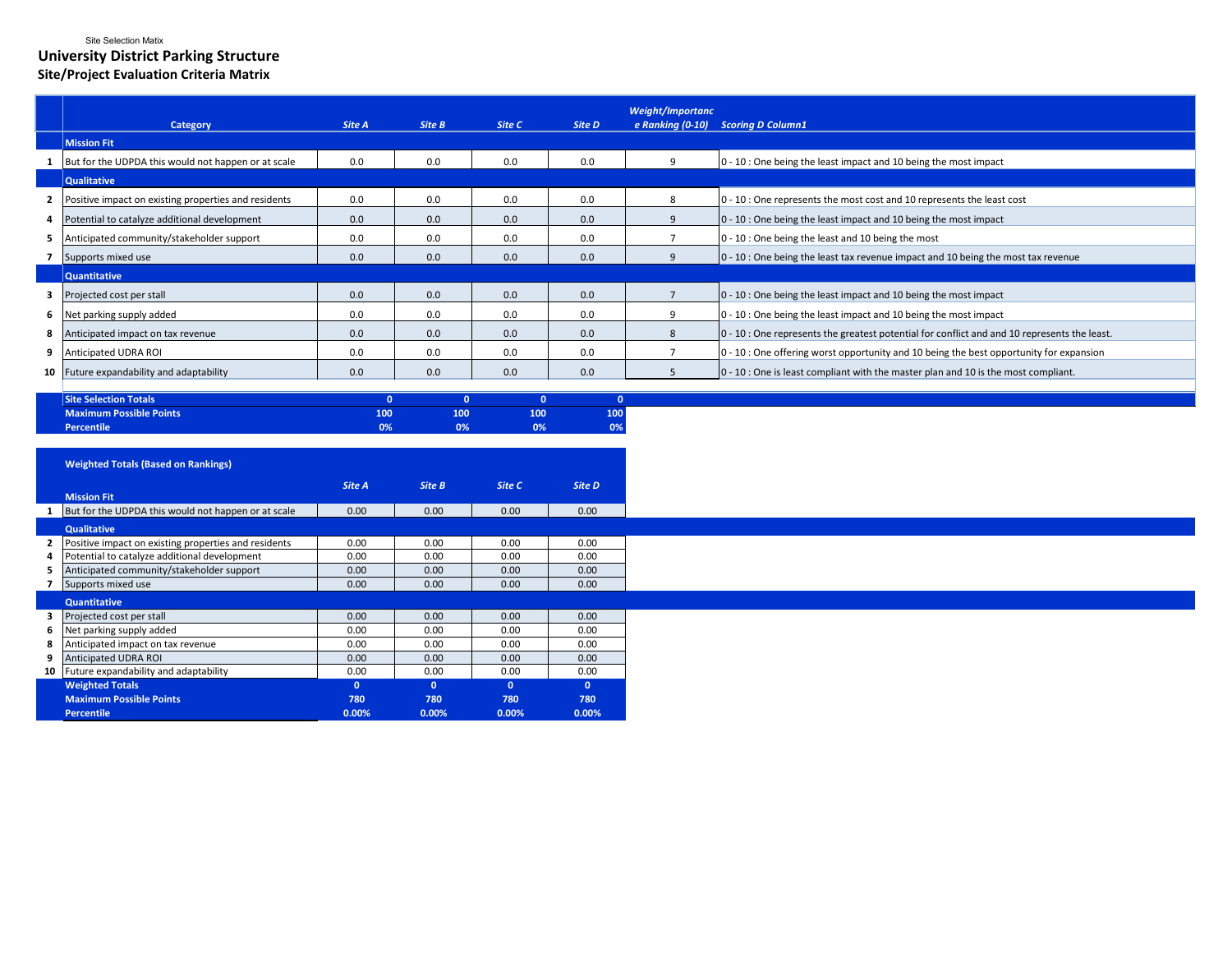Site Selection Matix

# University District Parking Structure

## Site/Project Evaluation Criteria Matrix

| | Category | Site A | Site B | Site C | Site D | Weight/Importance Ranking (0-10) | Scoring D Column1 |
|---|---|---|---|---|---|---|---|
| | **Mission Fit** | | | | | | |
| 1 | But for the UDPDA this would not happen or at scale | 0.0 | 0.0 | 0.0 | 0.0 | 9 | 0 - 10 : One being the least impact and 10 being the most impact |
| | **Qualitative** | | | | | | |
| 2 | Positive impact on existing properties and residents | 0.0 | 0.0 | 0.0 | 0.0 | 8 | 0 - 10 : One represents the most cost and 10 represents the least cost |
| 4 | Potential to catalyze additional development | 0.0 | 0.0 | 0.0 | 0.0 | 9 | 0 - 10 : One being the least impact and 10 being the most impact |
| 5 | Anticipated community/stakeholder support | 0.0 | 0.0 | 0.0 | 0.0 | 7 | 0 - 10 : One being the least and 10 being the most |
| 7 | Supports mixed use | 0.0 | 0.0 | 0.0 | 0.0 | 9 | 0 - 10 : One being the least tax revenue impact and 10 being the most tax revenue |
| | **Quantitative** | | | | | | |
| 3 | Projected cost per stall | 0.0 | 0.0 | 0.0 | 0.0 | 7 | 0 - 10 : One being the least impact and 10 being the most impact |
| 6 | Net parking supply added | 0.0 | 0.0 | 0.0 | 0.0 | 9 | 0 - 10 : One being the least impact and 10 being the most impact |
| 8 | Anticipated impact on tax revenue | 0.0 | 0.0 | 0.0 | 0.0 | 8 | 0 - 10 : One represents the greatest potential for conflict and and 10 represents the least. |
| 9 | Anticipated UDRA ROI | 0.0 | 0.0 | 0.0 | 0.0 | 7 | 0 - 10 : One offering worst opportunity and 10 being the best opportunity for expansion |
| 10 | Future expandability and adaptability | 0.0 | 0.0 | 0.0 | 0.0 | 5 | 0 - 10 : One is least compliant with the master plan and 10 is the most compliant. |
| | **Site Selection Totals** | 0 | 0 | 0 | 0 | | |
| | **Maximum Possible Points** | 100 | 100 | 100 | 100 | | |
| | **Percentile** | 0% | 0% | 0% | 0% | | |

| | Weighted Totals (Based on Rankings) | Site A | Site B | Site C | Site D |
|---|---|---|---|---|---|
| | **Mission Fit** | | | | |
| 1 | But for the UDPDA this would not happen or at scale | 0.00 | 0.00 | 0.00 | 0.00 |
| | **Qualitative** | | | | |
| 2 | Positive impact on existing properties and residents | 0.00 | 0.00 | 0.00 | 0.00 |
| 4 | Potential to catalyze additional development | 0.00 | 0.00 | 0.00 | 0.00 |
| 5 | Anticipated community/stakeholder support | 0.00 | 0.00 | 0.00 | 0.00 |
| 7 | Supports mixed use | 0.00 | 0.00 | 0.00 | 0.00 |
| | **Quantitative** | | | | |
| 3 | Projected cost per stall | 0.00 | 0.00 | 0.00 | 0.00 |
| 6 | Net parking supply added | 0.00 | 0.00 | 0.00 | 0.00 |
| 8 | Anticipated impact on tax revenue | 0.00 | 0.00 | 0.00 | 0.00 |
| 9 | Anticipated UDRA ROI | 0.00 | 0.00 | 0.00 | 0.00 |
| 10 | Future expandability and adaptability | 0.00 | 0.00 | 0.00 | 0.00 |
| | **Weighted Totals** | 0 | 0 | 0 | 0 |
| | **Maximum Possible Points** | 780 | 780 | 780 | 780 |
| | **Percentile** | 0.00% | 0.00% | 0.00% | 0.00% |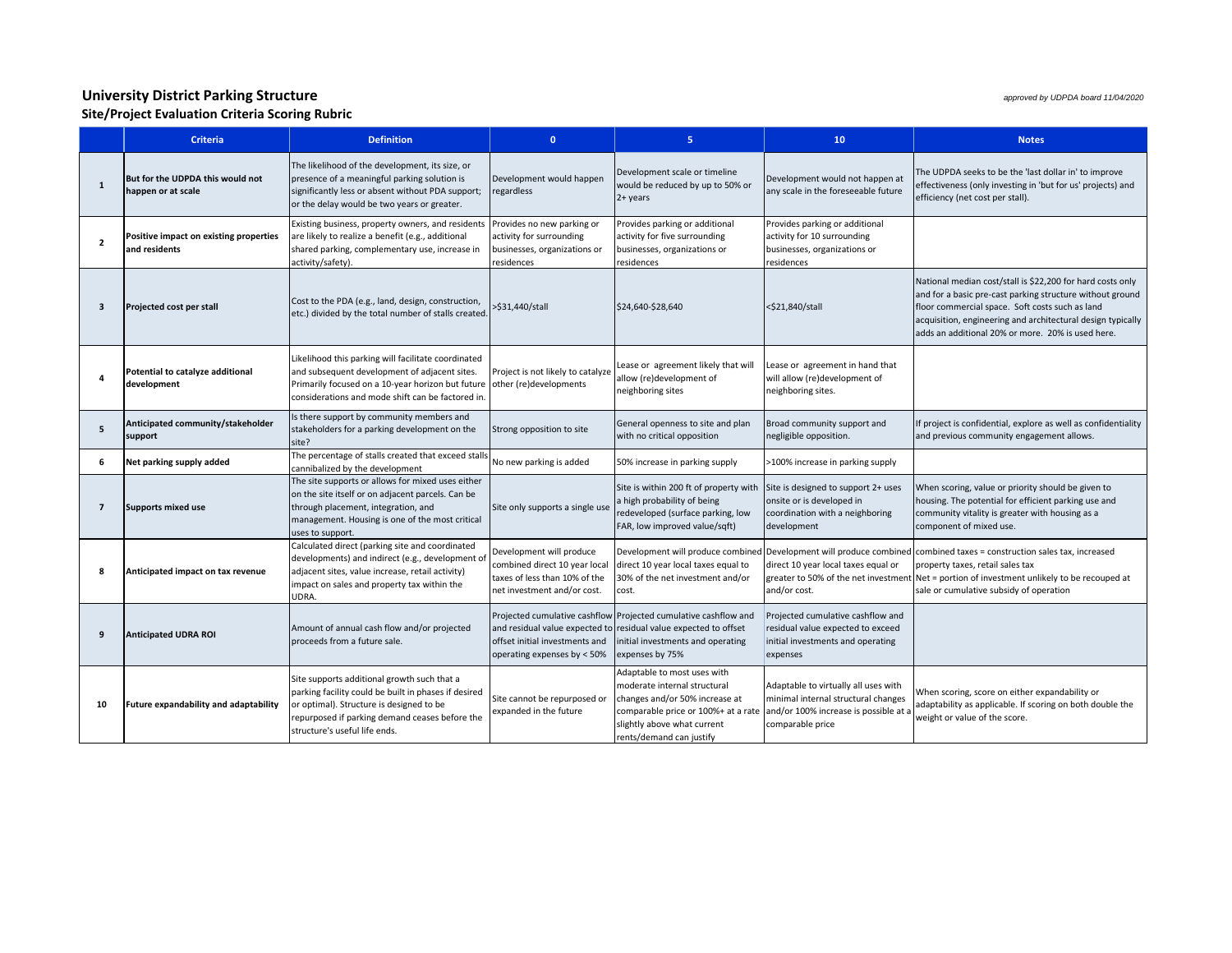## University District Parking Structure

### Site/Project Evaluation Criteria Scoring Rubric

*approved by UDPDA board 11/04/2020*

| | Criteria | Definition | 0 | 5 | 10 | Notes |
|---|---|---|---|---|---|---|
| 1 | But for the UDPDA this would not happen or at scale | The likelihood of the development, its size, or presence of a meaningful parking solution is significantly less or absent without PDA support; or the delay would be two years or greater. | Development would happen regardless | Development scale or timeline would be reduced by up to 50% or 2+ years | Development would not happen at any scale in the foreseeable future | The UDPDA seeks to be the 'last dollar in' to improve effectiveness (only investing in 'but for us' projects) and efficiency (net cost per stall). |
| 2 | Positive impact on existing properties and residents | Existing business, property owners, and residents are likely to realize a benefit (e.g., additional shared parking, complementary use, increase in activity/safety). | Provides no new parking or activity for surrounding businesses, organizations or residences | Provides parking or additional activity for five surrounding businesses, organizations or residences | Provides parking or additional activity for 10 surrounding businesses, organizations or residences | |
| 3 | Projected cost per stall | Cost to the PDA (e.g., land, design, construction, etc.) divided by the total number of stalls created. | >$31,440/stall | $24,640-$28,640 | <$21,840/stall | National median cost/stall is $22,200 for hard costs only and for a basic pre-cast parking structure without ground floor commercial space. Soft costs such as land acquisition, engineering and architectural design typically adds an additional 20% or more. 20% is used here. |
| 4 | Potential to catalyze additional development | Likelihood this parking will facilitate coordinated and subsequent development of adjacent sites. Primarily focused on a 10-year horizon but future considerations and mode shift can be factored in. | Project is not likely to catalyze other (re)developments | Lease or agreement likely that will allow (re)development of neighboring sites | Lease or agreement in hand that will allow (re)development of neighboring sites. | |
| 5 | Anticipated community/stakeholder support | Is there support by community members and stakeholders for a parking development on the site? | Strong opposition to site | General openness to site and plan with no critical opposition | Broad community support and negligible opposition. | If project is confidential, explore as well as confidentiality and previous community engagement allows. |
| 6 | Net parking supply added | The percentage of stalls created that exceed stalls cannibalized by the development | No new parking is added | 50% increase in parking supply | >100% increase in parking supply | |
| 7 | Supports mixed use | The site supports or allows for mixed uses either on the site itself or on adjacent parcels. Can be through placement, integration, and management. Housing is one of the most critical uses to support. | Site only supports a single use | Site is within 200 ft of property with a high probability of being redeveloped (surface parking, low FAR, low improved value/sqft) | Site is designed to support 2+ uses onsite or is developed in coordination with a neighboring development | When scoring, value or priority should be given to housing. The potential for efficient parking use and community vitality is greater with housing as a component of mixed use. |
| 8 | Anticipated impact on tax revenue | Calculated direct (parking site and coordinated developments) and indirect (e.g., development of adjacent sites, value increase, retail activity) impact on sales and property tax within the UDRA. | Development will produce combined direct 10 year local taxes of less than 10% of the net investment and/or cost. | Development will produce combined direct 10 year local taxes equal to 30% of the net investment and/or cost. | Development will produce combined direct 10 year local taxes equal or greater to 50% of the net investment and/or cost. | combined taxes = construction sales tax, increased property taxes, retail sales tax<br>Net = portion of investment unlikely to be recouped at sale or cumulative subsidy of operation |
| 9 | Anticipated UDRA ROI | Amount of annual cash flow and/or projected proceeds from a future sale. | Projected cumulative cashflow and residual value expected to offset initial investments and operating expenses by < 50% | Projected cumulative cashflow and residual value expected to offset initial investments and operating expenses by 75% | Projected cumulative cashflow and residual value expected to exceed initial investments and operating expenses | |
| 10 | Future expandability and adaptability | Site supports additional growth such that a parking facility could be built in phases if desired or optimal). Structure is designed to be repurposed if parking demand ceases before the structure's useful life ends. | Site cannot be repurposed or expanded in the future | Adaptable to most uses with moderate internal structural changes and/or 50% increase at comparable price or 100%+ at a rate slightly above what current rents/demand can justify | Adaptable to virtually all uses with minimal internal structural changes and/or 100% increase is possible at a comparable price | When scoring, score on either expandability or adaptability as applicable. If scoring on both double the weight or value of the score. |